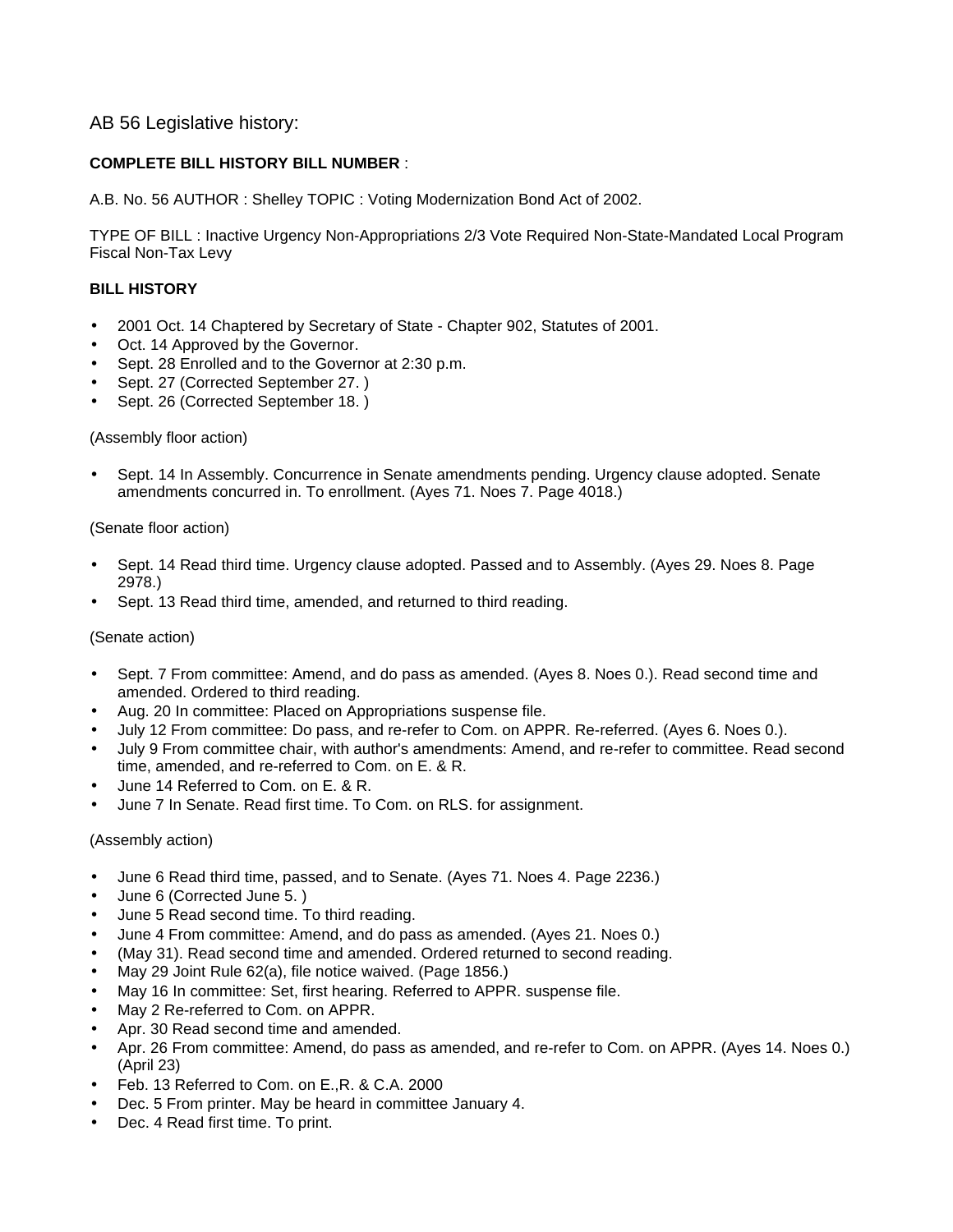AB 56 Legislative history:

**COMPLETE BILL HISTORY BILL NUMBER** :

A.B. No. 56 AUTHOR : Shelley TOPIC : Voting Modernization Bond Act of 2002.

TYPE OF BILL : Inactive Urgency Non-Appropriations 2/3 Vote Required Non-State-Mandated Local Program Fiscal Non-Tax Levy

**BILL HISTORY**

- 2001 Oct. 14 Chaptered by Secretary of State - Chapter 902, Statutes of 2001.
- Oct. 14 Approved by the Governor.
- Sept. 28 Enrolled and to the Governor at 2:30 p.m.
- Sept. 27 (Corrected September 27. )
- Sept. 26 (Corrected September 18. )

(Assembly floor action)

- Sept. 14 In Assembly. Concurrence in Senate amendments pending. Urgency clause adopted. Senate amendments concurred in. To enrollment. (Ayes 71. Noes 7. Page 4018.)

(Senate floor action)

- Sept. 14 Read third time. Urgency clause adopted. Passed and to Assembly. (Ayes 29. Noes 8. Page 2978.)
- Sept. 13 Read third time, amended, and returned to third reading.

(Senate action)

- Sept. 7 From committee: Amend, and do pass as amended. (Ayes 8. Noes 0.). Read second time and amended. Ordered to third reading.
- Aug. 20 In committee: Placed on Appropriations suspense file.
- July 12 From committee: Do pass, and re-refer to Com. on APPR. Re-referred. (Ayes 6. Noes 0.).
- July 9 From committee chair, with author's amendments: Amend, and re-refer to committee. Read second time, amended, and re-referred to Com. on E. & R.
- June 14 Referred to Com. on E. & R.
- June 7 In Senate. Read first time. To Com. on RLS. for assignment.

(Assembly action)

- June 6 Read third time, passed, and to Senate. (Ayes 71. Noes 4. Page 2236.)
- June 6 (Corrected June 5. )
- June 5 Read second time. To third reading.
- June 4 From committee: Amend, and do pass as amended. (Ayes 21. Noes 0.)
- (May 31). Read second time and amended. Ordered returned to second reading.
- May 29 Joint Rule 62(a), file notice waived. (Page 1856.)
- May 16 In committee: Set, first hearing. Referred to APPR. suspense file.
- May 2 Re-referred to Com. on APPR.
- Apr. 30 Read second time and amended.
- Apr. 26 From committee: Amend, do pass as amended, and re-refer to Com. on APPR. (Ayes 14. Noes 0.) (April 23)
- Feb. 13 Referred to Com. on E.,R. & C.A. 2000
- Dec. 5 From printer. May be heard in committee January 4.
- Dec. 4 Read first time. To print.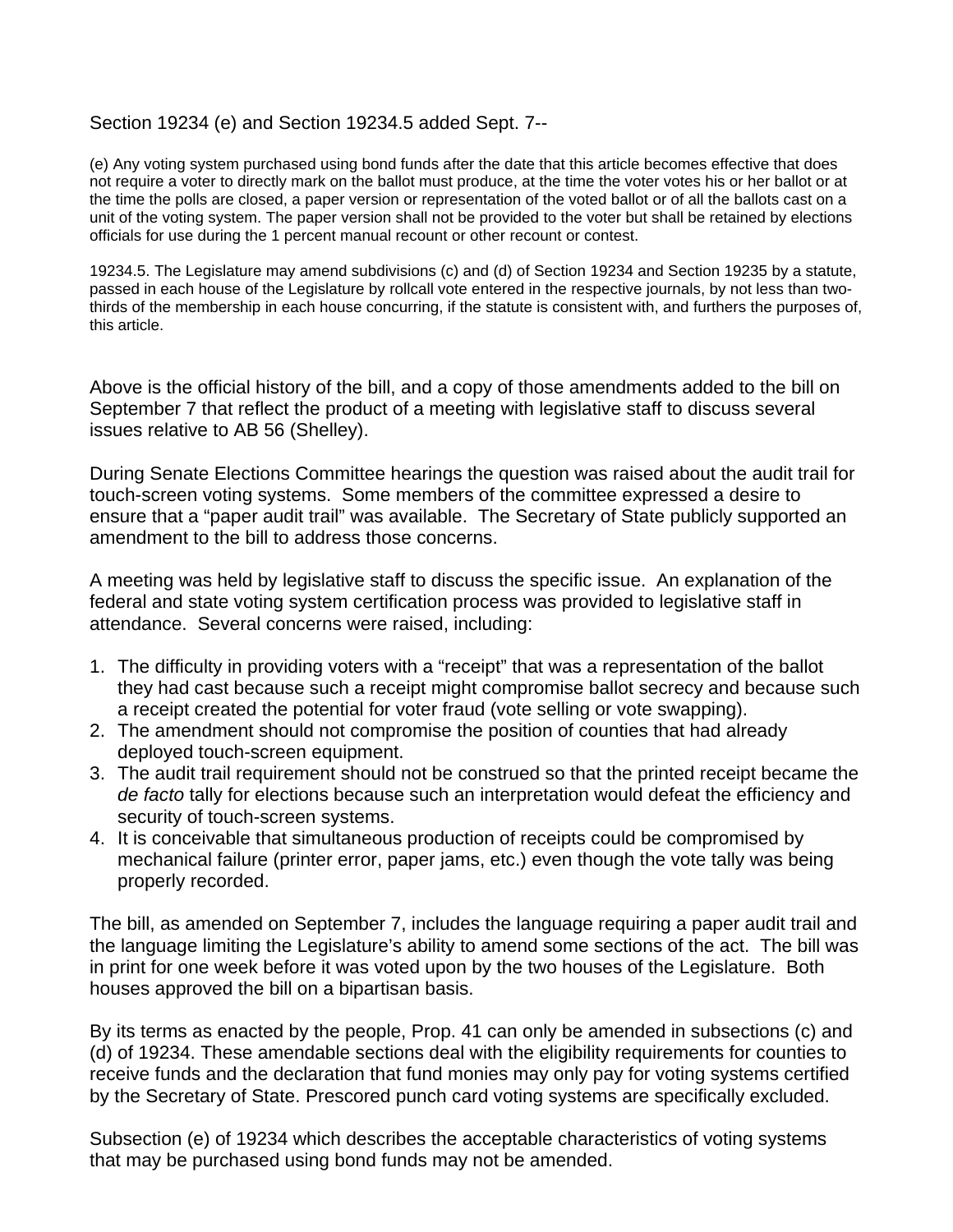Section 19234 (e) and Section 19234.5 added Sept. 7--

(e) Any voting system purchased using bond funds after the date that this article becomes effective that does not require a voter to directly mark on the ballot must produce, at the time the voter votes his or her ballot or at the time the polls are closed, a paper version or representation of the voted ballot or of all the ballots cast on a unit of the voting system. The paper version shall not be provided to the voter but shall be retained by elections officials for use during the 1 percent manual recount or other recount or contest.

19234.5. The Legislature may amend subdivisions (c) and (d) of Section 19234 and Section 19235 by a statute, passed in each house of the Legislature by rollcall vote entered in the respective journals, by not less than two-thirds of the membership in each house concurring, if the statute is consistent with, and furthers the purposes of, this article.

Above is the official history of the bill, and a copy of those amendments added to the bill on September 7 that reflect the product of a meeting with legislative staff to discuss several issues relative to AB 56 (Shelley).

During Senate Elections Committee hearings the question was raised about the audit trail for touch-screen voting systems. Some members of the committee expressed a desire to ensure that a "paper audit trail" was available. The Secretary of State publicly supported an amendment to the bill to address those concerns.

A meeting was held by legislative staff to discuss the specific issue. An explanation of the federal and state voting system certification process was provided to legislative staff in attendance. Several concerns were raised, including:

1. The difficulty in providing voters with a "receipt" that was a representation of the ballot they had cast because such a receipt might compromise ballot secrecy and because such a receipt created the potential for voter fraud (vote selling or vote swapping).
2. The amendment should not compromise the position of counties that had already deployed touch-screen equipment.
3. The audit trail requirement should not be construed so that the printed receipt became the *de facto* tally for elections because such an interpretation would defeat the efficiency and security of touch-screen systems.
4. It is conceivable that simultaneous production of receipts could be compromised by mechanical failure (printer error, paper jams, etc.) even though the vote tally was being properly recorded.

The bill, as amended on September 7, includes the language requiring a paper audit trail and the language limiting the Legislature's ability to amend some sections of the act. The bill was in print for one week before it was voted upon by the two houses of the Legislature. Both houses approved the bill on a bipartisan basis.

By its terms as enacted by the people, Prop. 41 can only be amended in subsections (c) and (d) of 19234. These amendable sections deal with the eligibility requirements for counties to receive funds and the declaration that fund monies may only pay for voting systems certified by the Secretary of State. Prescored punch card voting systems are specifically excluded.

Subsection (e) of 19234 which describes the acceptable characteristics of voting systems that may be purchased using bond funds may not be amended.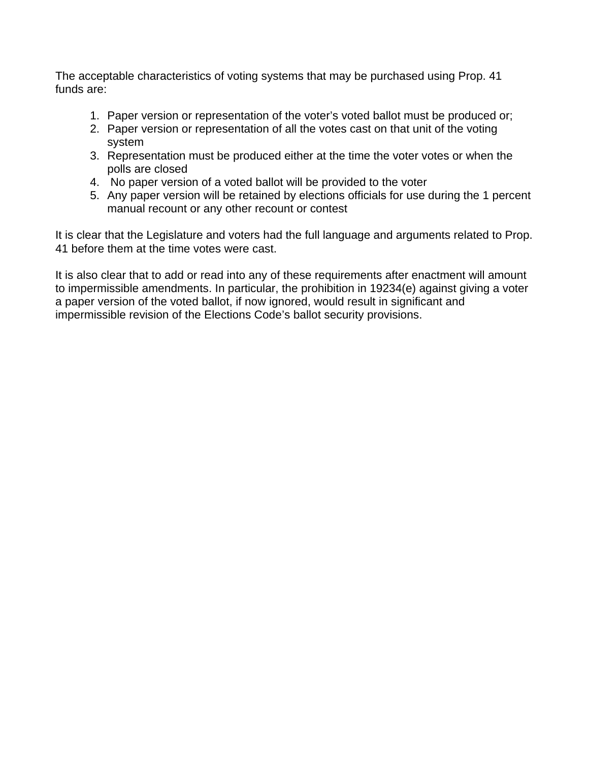The acceptable characteristics of voting systems that may be purchased using Prop. 41 funds are:

1. Paper version or representation of the voter's voted ballot must be produced or;
2. Paper version or representation of all the votes cast on that unit of the voting system
3. Representation must be produced either at the time the voter votes or when the polls are closed
4. No paper version of a voted ballot will be provided to the voter
5. Any paper version will be retained by elections officials for use during the 1 percent manual recount or any other recount or contest

It is clear that the Legislature and voters had the full language and arguments related to Prop. 41 before them at the time votes were cast.

It is also clear that to add or read into any of these requirements after enactment will amount to impermissible amendments. In particular, the prohibition in 19234(e) against giving a voter a paper version of the voted ballot, if now ignored, would result in significant and impermissible revision of the Elections Code's ballot security provisions.